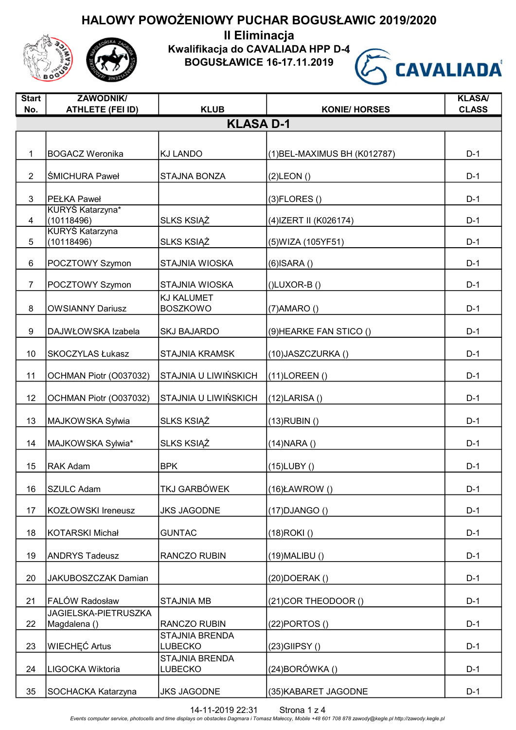# HALOWY POWOŻENIOWY PUCHAR BOGUSŁAWIC 2019/2020

## II Eliminacja

### Kwalifikacja do CAVALIADA HPP D-4

### BOGUSŁAWICE 16-17.11.2019

| Start No. | ZAWODNIK/ ATHLETE (FEI ID) | KLUB | KONIE/ HORSES | KLASA/ CLASS |
|---|---|---|---|---|
| **KLASA D-1** | | | | |
| 1 | BOGACZ Weronika | KJ LANDO | (1)BEL-MAXIMUS BH (K012787) | D-1 |
| 2 | ŚMICHURA Paweł | STAJNA BONZA | (2)LEON () | D-1 |
| 3 | PEŁKA Paweł | | (3)FLORES () | D-1 |
| 4 | KURYŚ Katarzyna* (10118496) | SLKS KSIĄŻ | (4)IZERT II (K026174) | D-1 |
| 5 | KURYŚ Katarzyna (10118496) | SLKS KSIĄŻ | (5)WIZA (105YF51) | D-1 |
| 6 | POCZTOWY Szymon | STAJNIA WIOSKA | (6)ISARA () | D-1 |
| 7 | POCZTOWY Szymon | STAJNIA WIOSKA | ()LUXOR-B () | D-1 |
| 8 | OWSIANNY Dariusz | KJ KALUMET BOSZKOWO | (7)AMARO () | D-1 |
| 9 | DAJWŁOWSKA Izabela | SKJ BAJARDO | (9)HEARKE FAN STICO () | D-1 |
| 10 | SKOCZYLAS Łukasz | STAJNIA KRAMSK | (10)JASZCZURKA () | D-1 |
| 11 | OCHMAN Piotr (O037032) | STAJNIA U LIWIŃSKICH | (11)LOREEN () | D-1 |
| 12 | OCHMAN Piotr (O037032) | STAJNIA U LIWIŃSKICH | (12)LARISA () | D-1 |
| 13 | MAJKOWSKA Sylwia | SLKS KSIĄŻ | (13)RUBIN () | D-1 |
| 14 | MAJKOWSKA Sylwia* | SLKS KSIĄŻ | (14)NARA () | D-1 |
| 15 | RAK Adam | BPK | (15)LUBY () | D-1 |
| 16 | SZULC Adam | TKJ GARBÓWEK | (16)ŁAWROW () | D-1 |
| 17 | KOZŁOWSKI Ireneusz | JKS JAGODNE | (17)DJANGO () | D-1 |
| 18 | KOTARSKI Michał | GUNTAC | (18)ROKI () | D-1 |
| 19 | ANDRYS Tadeusz | RANCZO RUBIN | (19)MALIBU () | D-1 |
| 20 | JAKUBOSZCZAK Damian | | (20)DOERAK () | D-1 |
| 21 | FALÓW Radosław | STAJNIA MB | (21)COR THEODOOR () | D-1 |
| 22 | JAGIELSKA-PIETRUSZKA Magdalena () | RANCZO RUBIN | (22)PORTOS () | D-1 |
| 23 | WIECHĘĆ Artus | STAJNIA BRENDA LUBECKO | (23)GIIPSY () | D-1 |
| 24 | LIGOCKA Wiktoria | STAJNIA BRENDA LUBECKO | (24)BORÓWKA () | D-1 |
| 35 | SOCHACKA Katarzyna | JKS JAGODNE | (35)KABARET JAGODNE | D-1 |

14-11-2019 22:31

*Events computer service, photocells and time displays on obstacles Dagmara i Tomasz Małeccy, Mobile +48 601 708 878 zawody@kegle.pl http://zawody.kegle.pl*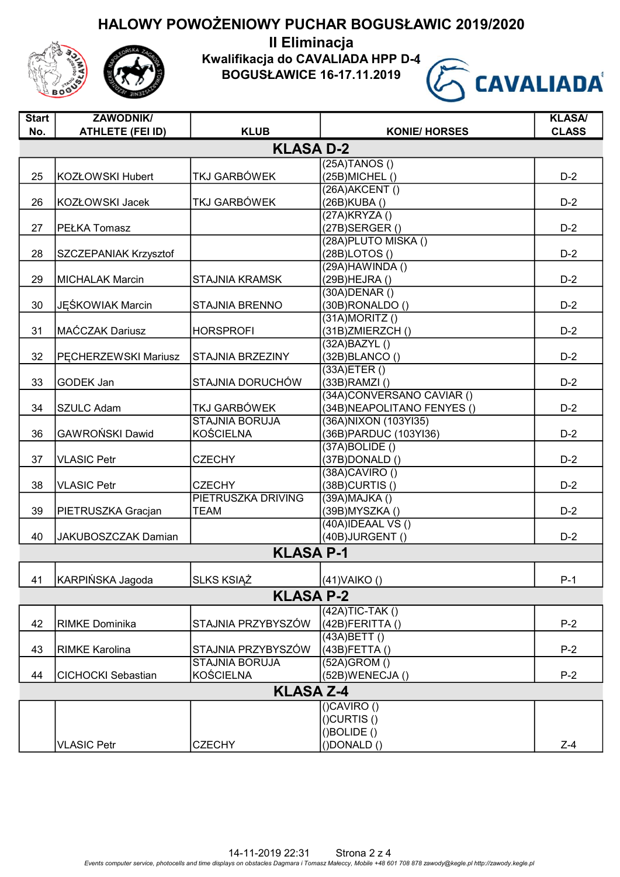# HALOWY POWOŻENIOWY PUCHAR BOGUSŁAWIC 2019/2020

## II Eliminacja

**Kwalifikacja do CAVALIADA HPP D-4**

**BOGUSŁAWICE 16-17.11.2019**

| Start No. | ZAWODNIK/ ATHLETE (FEI ID) | KLUB | KONIE/ HORSES | KLASA/ CLASS |
|---|---|---|---|---|
| **KLASA D-2** | | | | |
| 25 | KOZŁOWSKI Hubert | TKJ GARBÓWEK | (25A)TANOS ()<br>(25B)MICHEL () | D-2 |
| 26 | KOZŁOWSKI Jacek | TKJ GARBÓWEK | (26A)AKCENT ()<br>(26B)KUBA () | D-2 |
| 27 | PEŁKA Tomasz | | (27A)KRYZA ()<br>(27B)SERGER () | D-2 |
| 28 | SZCZEPANIAK Krzysztof | | (28A)PLUTO MISKA ()<br>(28B)LOTOS () | D-2 |
| 29 | MICHALAK Marcin | STAJNIA KRAMSK | (29A)HAWINDA ()<br>(29B)HEJRA () | D-2 |
| 30 | JĘŚKOWIAK Marcin | STAJNIA BRENNO | (30A)DENAR ()<br>(30B)RONALDO () | D-2 |
| 31 | MAĆCZAK Dariusz | HORSPROFI | (31A)MORITZ ()<br>(31B)ZMIERZCH () | D-2 |
| 32 | PĘCHERZEWSKI Mariusz | STAJNIA BRZEZINY | (32A)BAZYL ()<br>(32B)BLANCO () | D-2 |
| 33 | GODEK Jan | STAJNIA DORUCHÓW | (33A)ETER ()<br>(33B)RAMZI () | D-2 |
| 34 | SZULC Adam | TKJ GARBÓWEK | (34A)CONVERSANO CAVIAR ()<br>(34B)NEAPOLITANO FENYES () | D-2 |
| 36 | GAWROŃSKI Dawid | STAJNIA BORUJA KOŚCIELNA | (36A)NIXON (103YI35)<br>(36B)PARDUC (103YI36) | D-2 |
| 37 | VLASIC Petr | CZECHY | (37A)BOLIDE ()<br>(37B)DONALD () | D-2 |
| 38 | VLASIC Petr | CZECHY | (38A)CAVIRO ()<br>(38B)CURTIS () | D-2 |
| 39 | PIETRUSZKA Gracjan | PIETRUSZKA DRIVING TEAM | (39A)MAJKA ()<br>(39B)MYSZKA () | D-2 |
| 40 | JAKUBOSZCZAK Damian | | (40A)IDEAAL VS ()<br>(40B)JURGENT () | D-2 |
| **KLASA P-1** | | | | |
| 41 | KARPIŃSKA Jagoda | SLKS KSIĄŻ | (41)VAIKO () | P-1 |
| **KLASA P-2** | | | | |
| 42 | RIMKE Dominika | STAJNIA PRZYBYSZÓW | (42A)TIC-TAK ()<br>(42B)FERITTA () | P-2 |
| 43 | RIMKE Karolina | STAJNIA PRZYBYSZÓW | (43A)BETT ()<br>(43B)FETTA () | P-2 |
| 44 | CICHOCKI Sebastian | STAJNIA BORUJA KOŚCIELNA | (52A)GROM ()<br>(52B)WENECJA () | P-2 |
| **KLASA Z-4** | | | | |
| | VLASIC Petr | CZECHY | ()CAVIRO ()<br>()CURTIS ()<br>()BOLIDE ()<br>()DONALD () | Z-4 |

14-11-2019 22:31

*Events computer service, photocells and time displays on obstacles Dagmara i Tomasz Małeccy, Mobile +48 601 708 878 zawody@kegle.pl http://zawody.kegle.pl*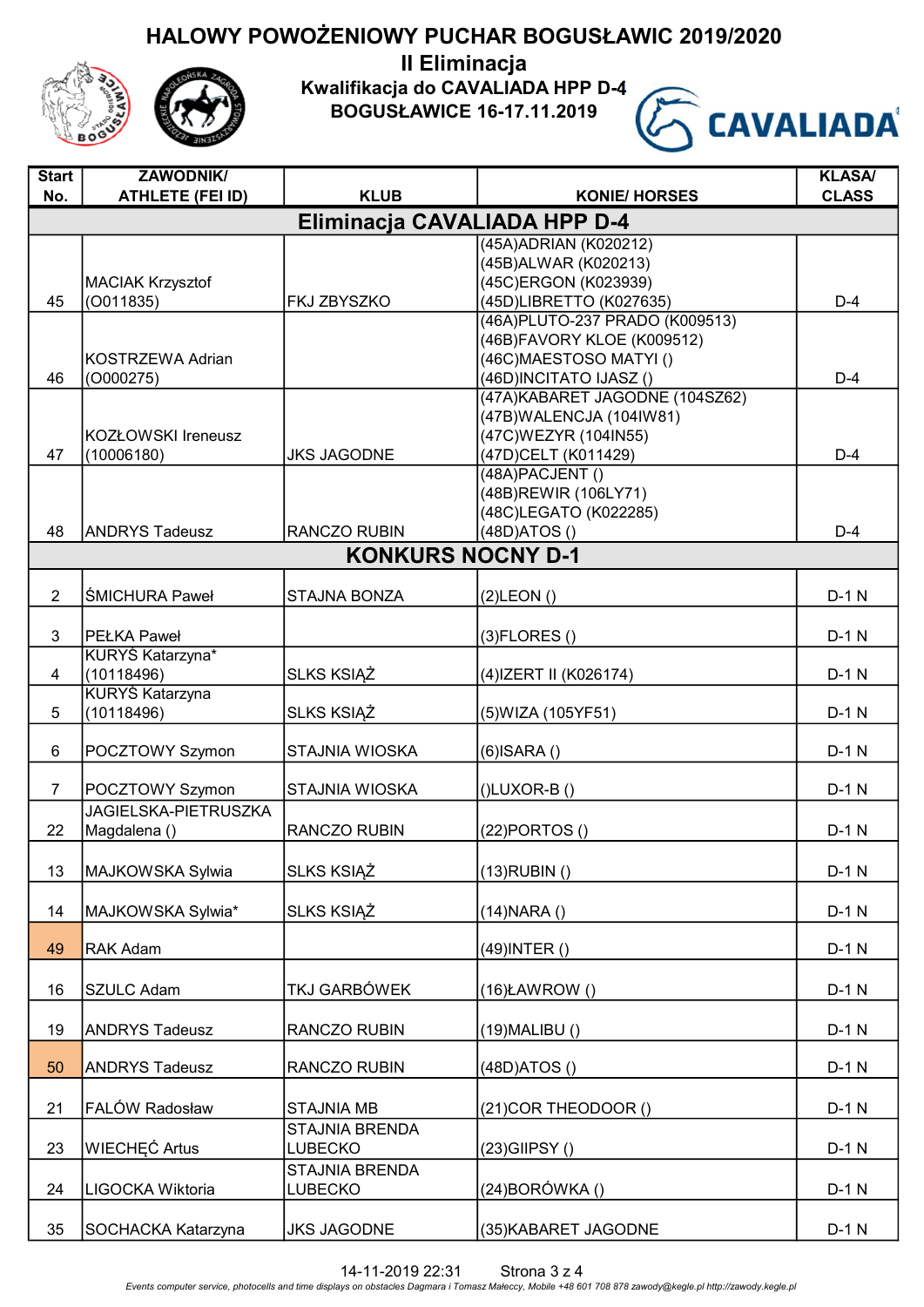# HALOWY POWOŻENIOWY PUCHAR BOGUSŁAWIC 2019/2020

## II Eliminacja

### Kwalifikacja do CAVALIADA HPP D-4

### BOGUSŁAWICE 16-17.11.2019

| Start No. | ZAWODNIK/ ATHLETE (FEI ID) | KLUB | KONIE/ HORSES | KLASA/ CLASS |
|---|---|---|---|---|
| **Eliminacja CAVALIADA HPP D-4** | | | | |
| 45 | MACIAK Krzysztof (O011835) | FKJ ZBYSZKO | (45A)ADRIAN (K020212)<br>(45B)ALWAR (K020213)<br>(45C)ERGON (K023939)<br>(45D)LIBRETTO (K027635) | D-4 |
| 46 | KOSTRZEWA Adrian (O000275) | | (46A)PLUTO-237 PRADO (K009513)<br>(46B)FAVORY KLOE (K009512)<br>(46C)MAESTOSO MATYI ()<br>(46D)INCITATO IJASZ () | D-4 |
| 47 | KOZŁOWSKI Ireneusz (10006180) | JKS JAGODNE | (47A)KABARET JAGODNE (104SZ62)<br>(47B)WALENCJA (104IW81)<br>(47C)WEZYR (104IN55)<br>(47D)CELT (K011429) | D-4 |
| 48 | ANDRYS Tadeusz | RANCZO RUBIN | (48A)PACJENT ()<br>(48B)REWIR (106LY71)<br>(48C)LEGATO (K022285)<br>(48D)ATOS () | D-4 |
| **KONKURS NOCNY D-1** | | | | |
| 2 | ŚMICHURA Paweł | STAJNA BONZA | (2)LEON () | D-1 N |
| 3 | PEŁKA Paweł | | (3)FLORES () | D-1 N |
| 4 | KURYŚ Katarzyna* (10118496) | SLKS KSIĄŻ | (4)IZERT II (K026174) | D-1 N |
| 5 | KURYŚ Katarzyna (10118496) | SLKS KSIĄŻ | (5)WIZA (105YF51) | D-1 N |
| 6 | POCZTOWY Szymon | STAJNIA WIOSKA | (6)ISARA () | D-1 N |
| 7 | POCZTOWY Szymon | STAJNIA WIOSKA | ()LUXOR-B () | D-1 N |
| 22 | JAGIELSKA-PIETRUSZKA Magdalena () | RANCZO RUBIN | (22)PORTOS () | D-1 N |
| 13 | MAJKOWSKA Sylwia | SLKS KSIĄŻ | (13)RUBIN () | D-1 N |
| 14 | MAJKOWSKA Sylwia* | SLKS KSIĄŻ | (14)NARA () | D-1 N |
| 49 | RAK Adam | | (49)INTER () | D-1 N |
| 16 | SZULC Adam | TKJ GARBÓWEK | (16)ŁAWROW () | D-1 N |
| 19 | ANDRYS Tadeusz | RANCZO RUBIN | (19)MALIBU () | D-1 N |
| 50 | ANDRYS Tadeusz | RANCZO RUBIN | (48D)ATOS () | D-1 N |
| 21 | FALÓW Radosław | STAJNIA MB | (21)COR THEODOOR () | D-1 N |
| 23 | WIECHĘĆ Artus | STAJNIA BRENDA LUBECKO | (23)GIIPSY () | D-1 N |
| 24 | LIGOCKA Wiktoria | STAJNIA BRENDA LUBECKO | (24)BORÓWKA () | D-1 N |
| 35 | SOCHACKA Katarzyna | JKS JAGODNE | (35)KABARET JAGODNE | D-1 N |

14-11-2019 22:31

*Events computer service, photocells and time displays on obstacles Dagmara i Tomasz Małeccy, Mobile +48 601 708 878 zawody@kegle.pl http://zawody.kegle.pl*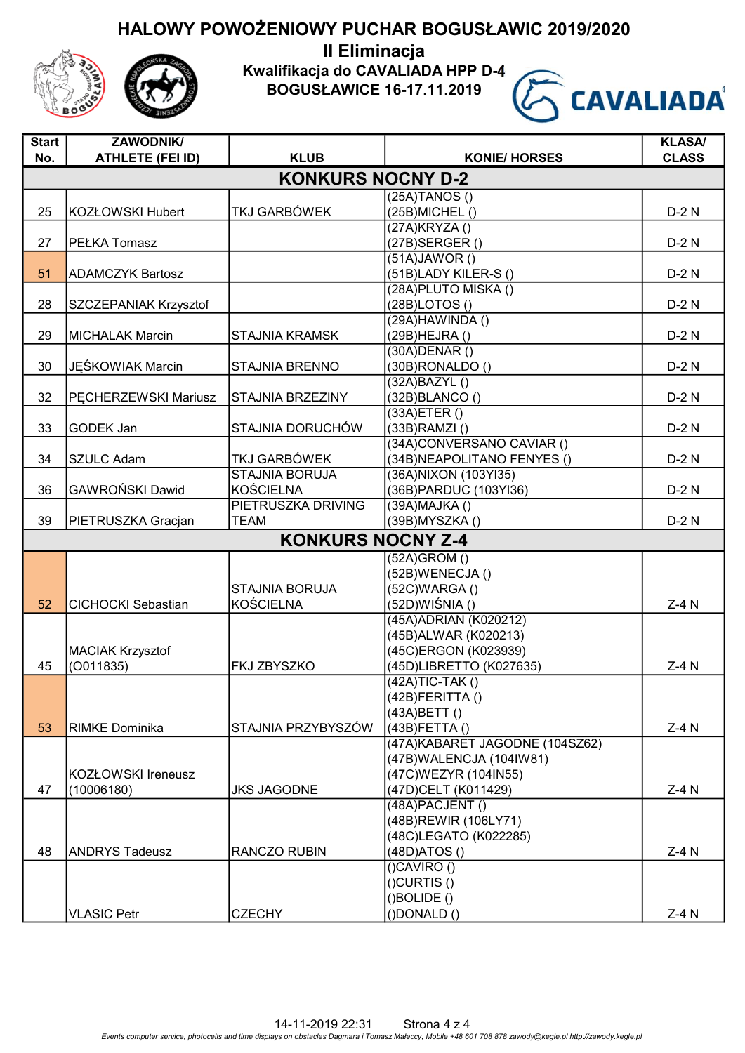# HALOWY POWOŻENIOWY PUCHAR BOGUSŁAWIC 2019/2020

## II Eliminacja

### Kwalifikacja do CAVALIADA HPP D-4

### BOGUSŁAWICE 16-17.11.2019

| Start No. | ZAWODNIK/ ATHLETE (FEI ID) | KLUB | KONIE/ HORSES | KLASA/ CLASS |
|---|---|---|---|---|
| **KONKURS NOCNY D-2** | | | | |
| 25 | KOZŁOWSKI Hubert | TKJ GARBÓWEK | (25A)TANOS ()<br>(25B)MICHEL () | D-2 N |
| 27 | PEŁKA Tomasz | | (27A)KRYZA ()<br>(27B)SERGER () | D-2 N |
| 51 | ADAMCZYK Bartosz | | (51A)JAWOR ()<br>(51B)LADY KILER-S () | D-2 N |
| 28 | SZCZEPANIAK Krzysztof | | (28A)PLUTO MISKA ()<br>(28B)LOTOS () | D-2 N |
| 29 | MICHALAK Marcin | STAJNIA KRAMSK | (29A)HAWINDA ()<br>(29B)HEJRA () | D-2 N |
| 30 | JĘŚKOWIAK Marcin | STAJNIA BRENNO | (30A)DENAR ()<br>(30B)RONALDO () | D-2 N |
| 32 | PĘCHERZEWSKI Mariusz | STAJNIA BRZEZINY | (32A)BAZYL ()<br>(32B)BLANCO () | D-2 N |
| 33 | GODEK Jan | STAJNIA DORUCHÓW | (33A)ETER ()<br>(33B)RAMZI () | D-2 N |
| 34 | SZULC Adam | TKJ GARBÓWEK | (34A)CONVERSANO CAVIAR ()<br>(34B)NEAPOLITANO FENYES () | D-2 N |
| 36 | GAWROŃSKI Dawid | STAJNIA BORUJA KOŚCIELNA | (36A)NIXON (103YI35)<br>(36B)PARDUC (103YI36) | D-2 N |
| 39 | PIETRUSZKA Gracjan | PIETRUSZKA DRIVING TEAM | (39A)MAJKA ()<br>(39B)MYSZKA () | D-2 N |
| **KONKURS NOCNY Z-4** | | | | |
| 52 | CICHOCKI Sebastian | STAJNIA BORUJA KOŚCIELNA | (52A)GROM ()<br>(52B)WENECJA ()<br>(52C)WARGA ()<br>(52D)WIŚNIA () | Z-4 N |
| 45 | MACIAK Krzysztof (O011835) | FKJ ZBYSZKO | (45A)ADRIAN (K020212)<br>(45B)ALWAR (K020213)<br>(45C)ERGON (K023939)<br>(45D)LIBRETTO (K027635) | Z-4 N |
| 53 | RIMKE Dominika | STAJNIA PRZYBYSZÓW | (42A)TIC-TAK ()<br>(42B)FERITTA ()<br>(43A)BETT ()<br>(43B)FETTA () | Z-4 N |
| 47 | KOZŁOWSKI Ireneusz (10006180) | JKS JAGODNE | (47A)KABARET JAGODNE (104SZ62)<br>(47B)WALENCJA (104IW81)<br>(47C)WEZYR (104IN55)<br>(47D)CELT (K011429) | Z-4 N |
| 48 | ANDRYS Tadeusz | RANCZO RUBIN | (48A)PACJENT ()<br>(48B)REWIR (106LY71)<br>(48C)LEGATO (K022285)<br>(48D)ATOS () | Z-4 N |
| | VLASIC Petr | CZECHY | ()CAVIRO ()<br>()CURTIS ()<br>()BOLIDE ()<br>()DONALD () | Z-4 N |

14-11-2019 22:31

*Events computer service, photocells and time displays on obstacles Dagmara i Tomasz Małeccy, Mobile +48 601 708 878 zawody@kegle.pl http://zawody.kegle.pl*